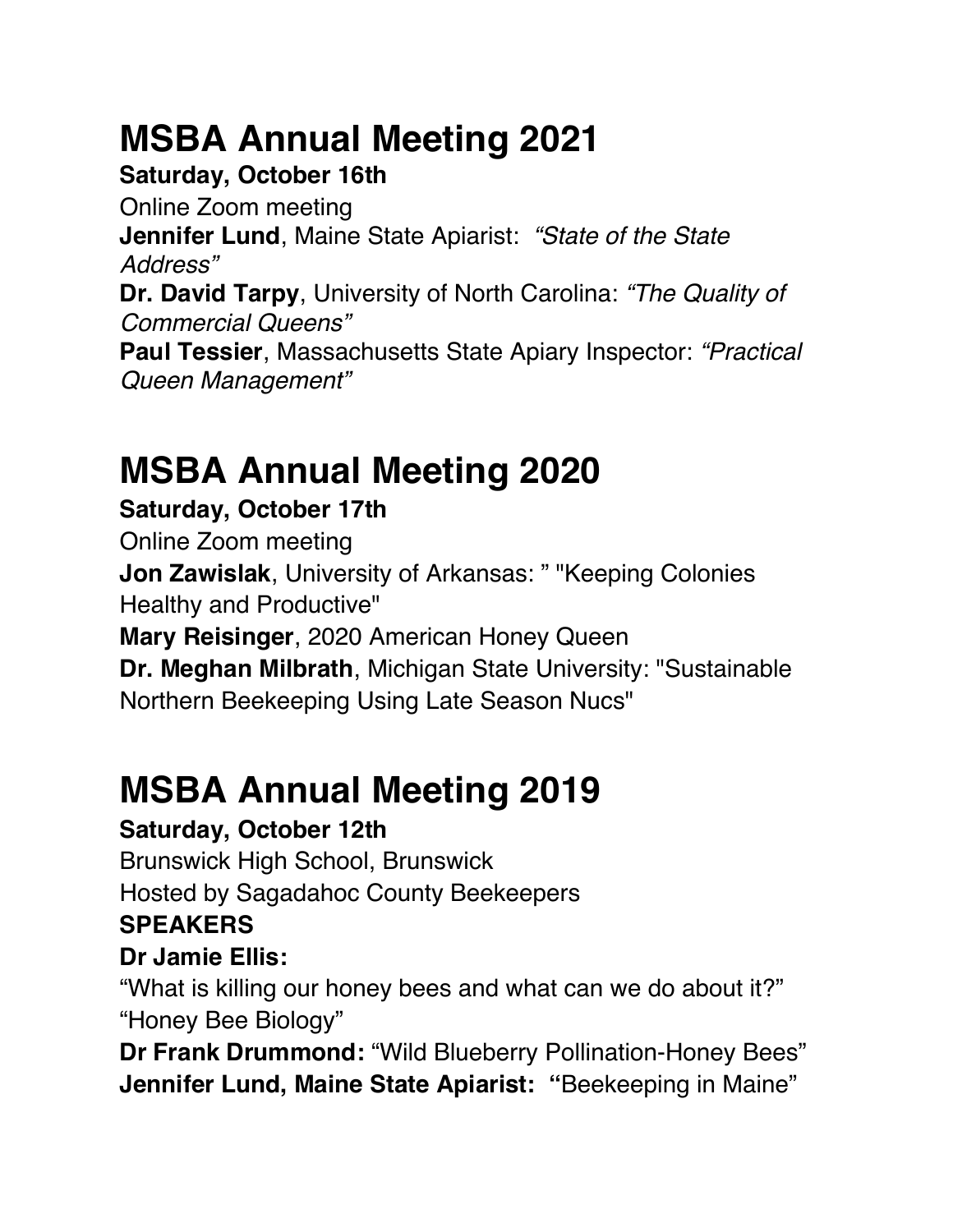# MSBA Annual Meeting 2021

**Saturday, October 16th**

Online Zoom meeting

**Jennifer Lund**, Maine State Apiarist: *"State of the State Address"*

**Dr. David Tarpy**, University of North Carolina: *"The Quality of Commercial Queens"*

**Paul Tessier**, Massachusetts State Apiary Inspector: *"Practical Queen Management"*

# MSBA Annual Meeting 2020

**Saturday, October 17th**

Online Zoom meeting

**Jon Zawislak**, University of Arkansas: " "Keeping Colonies Healthy and Productive"

**Mary Reisinger**, 2020 American Honey Queen

**Dr. Meghan Milbrath**, Michigan State University: "Sustainable Northern Beekeeping Using Late Season Nucs"

# MSBA Annual Meeting 2019

**Saturday, October 12th**

Brunswick High School, Brunswick

Hosted by Sagadahoc County Beekeepers

**SPEAKERS**

**Dr Jamie Ellis:**

"What is killing our honey bees and what can we do about it?"

"Honey Bee Biology"

**Dr Frank Drummond:** "Wild Blueberry Pollination-Honey Bees"

**Jennifer Lund, Maine State Apiarist: "**Beekeeping in Maine"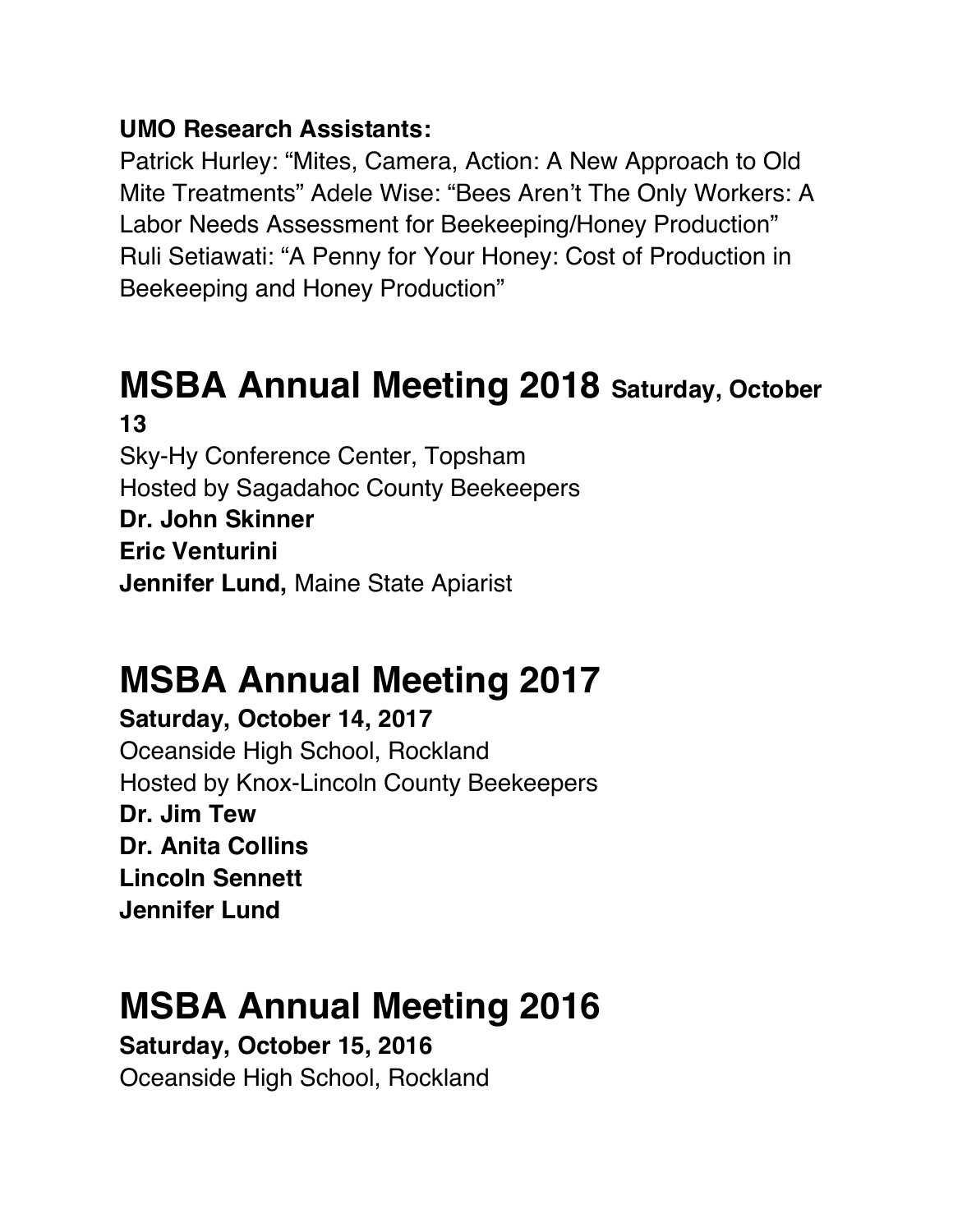**UMO Research Assistants:**

Patrick Hurley: “Mites, Camera, Action: A New Approach to Old Mite Treatments” Adele Wise: “Bees Aren’t The Only Workers: A Labor Needs Assessment for Beekeeping/Honey Production” Ruli Setiawati: “A Penny for Your Honey: Cost of Production in Beekeeping and Honey Production”

# MSBA Annual Meeting 2018 **Saturday, October 13**

Sky-Hy Conference Center, Topsham
Hosted by Sagadahoc County Beekeepers
**Dr. John Skinner**
**Eric Venturini**
**Jennifer Lund,** Maine State Apiarist

# MSBA Annual Meeting 2017

**Saturday, October 14, 2017**
Oceanside High School, Rockland
Hosted by Knox-Lincoln County Beekeepers
**Dr. Jim Tew**
**Dr. Anita Collins**
**Lincoln Sennett**
**Jennifer Lund**

# MSBA Annual Meeting 2016

**Saturday, October 15, 2016**
Oceanside High School, Rockland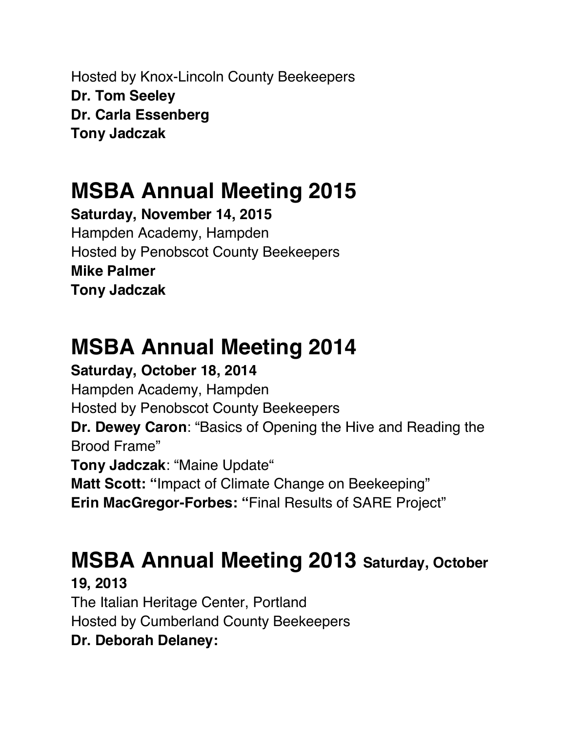Hosted by Knox-Lincoln County Beekeepers
**Dr. Tom Seeley**
**Dr. Carla Essenberg**
**Tony Jadczak**

# MSBA Annual Meeting 2015

**Saturday, November 14, 2015**
Hampden Academy, Hampden
Hosted by Penobscot County Beekeepers
**Mike Palmer**
**Tony Jadczak**

# MSBA Annual Meeting 2014

**Saturday, October 18, 2014**
Hampden Academy, Hampden
Hosted by Penobscot County Beekeepers
**Dr. Dewey Caron**: "Basics of Opening the Hive and Reading the Brood Frame"
**Tony Jadczak**: "Maine Update"
**Matt Scott: "**Impact of Climate Change on Beekeeping"
**Erin MacGregor-Forbes: "**Final Results of SARE Project"

# MSBA Annual Meeting 2013 Saturday, October 19, 2013

The Italian Heritage Center, Portland
Hosted by Cumberland County Beekeepers
**Dr. Deborah Delaney:**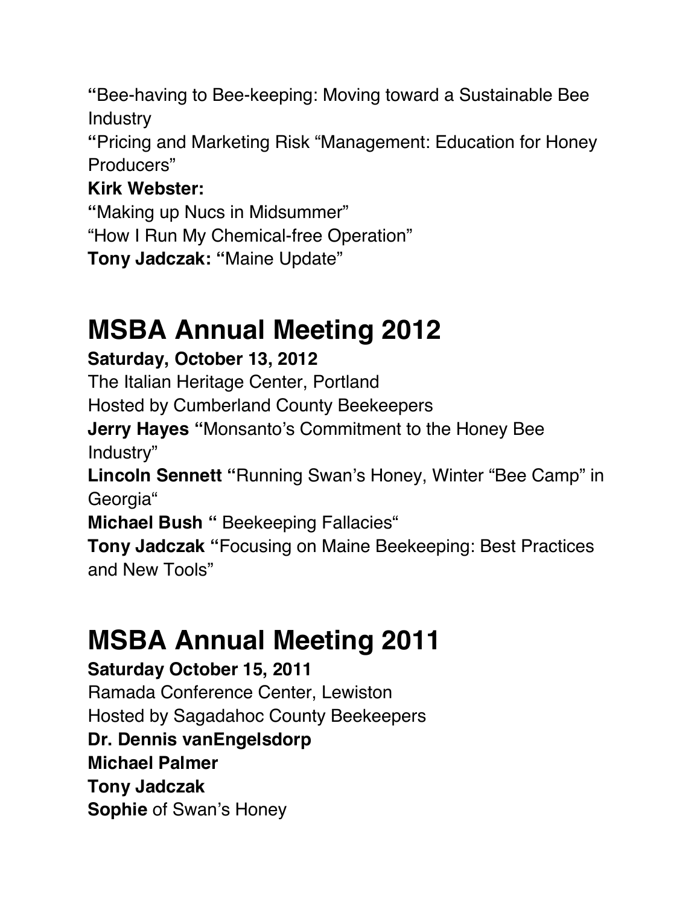"Bee-having to Bee-keeping: Moving toward a Sustainable Bee Industry

"Pricing and Marketing Risk "Management: Education for Honey Producers"

**Kirk Webster:**

"Making up Nucs in Midsummer"

"How I Run My Chemical-free Operation"

**Tony Jadczak:** "Maine Update"

# MSBA Annual Meeting 2012

**Saturday, October 13, 2012**

The Italian Heritage Center, Portland

Hosted by Cumberland County Beekeepers

**Jerry Hayes** "Monsanto's Commitment to the Honey Bee Industry"

**Lincoln Sennett** "Running Swan's Honey, Winter "Bee Camp" in Georgia"

**Michael Bush** " Beekeeping Fallacies"

**Tony Jadczak** "Focusing on Maine Beekeeping: Best Practices and New Tools"

# MSBA Annual Meeting 2011

**Saturday October 15, 2011**

Ramada Conference Center, Lewiston

Hosted by Sagadahoc County Beekeepers

**Dr. Dennis vanEngelsdorp**

**Michael Palmer**

**Tony Jadczak**

**Sophie** of Swan's Honey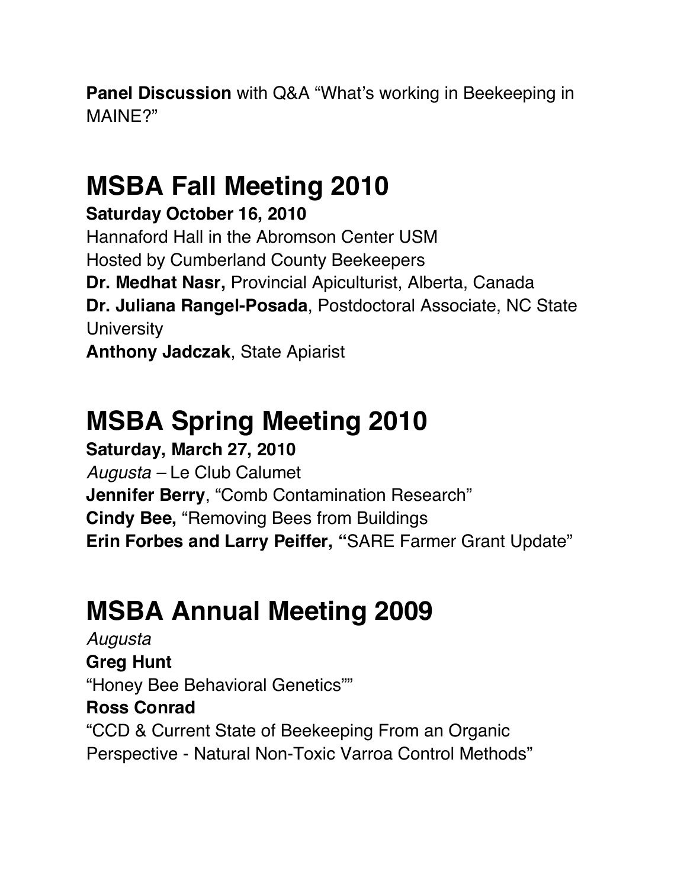**Panel Discussion** with Q&A "What's working in Beekeeping in MAINE?"

# MSBA Fall Meeting 2010

**Saturday October 16, 2010**
Hannaford Hall in the Abromson Center USM
Hosted by Cumberland County Beekeepers
**Dr. Medhat Nasr,** Provincial Apiculturist, Alberta, Canada
**Dr. Juliana Rangel-Posada**, Postdoctoral Associate, NC State University
**Anthony Jadczak**, State Apiarist

# MSBA Spring Meeting 2010

**Saturday, March 27, 2010**
*Augusta* – Le Club Calumet
**Jennifer Berry**, "Comb Contamination Research"
**Cindy Bee,** "Removing Bees from Buildings
**Erin Forbes and Larry Peiffer, "**SARE Farmer Grant Update"

# MSBA Annual Meeting 2009

*Augusta*
**Greg Hunt**
"Honey Bee Behavioral Genetics""
**Ross Conrad**
"CCD & Current State of Beekeeping From an Organic Perspective - Natural Non-Toxic Varroa Control Methods"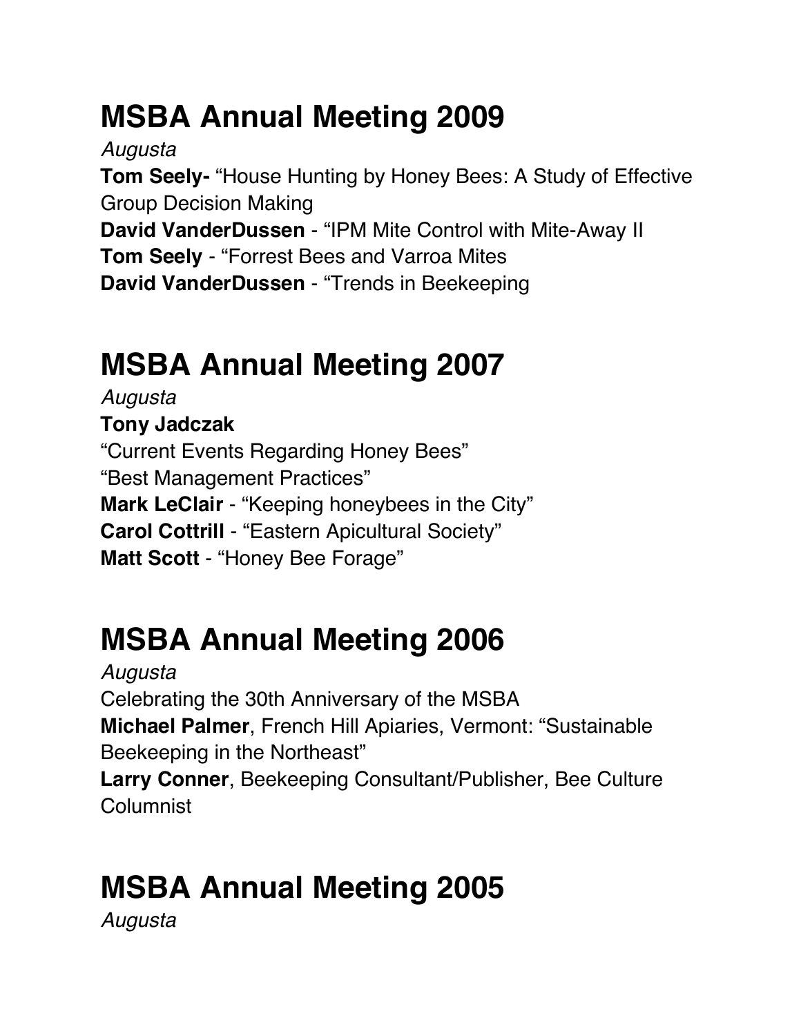# MSBA Annual Meeting 2009

*Augusta*

**Tom Seely-** "House Hunting by Honey Bees: A Study of Effective Group Decision Making

**David VanderDussen** - "IPM Mite Control with Mite-Away II

**Tom Seely** - "Forrest Bees and Varroa Mites

**David VanderDussen** - "Trends in Beekeeping

# MSBA Annual Meeting 2007

*Augusta*

**Tony Jadczak**

"Current Events Regarding Honey Bees"

"Best Management Practices"

**Mark LeClair** - "Keeping honeybees in the City"

**Carol Cottrill** - "Eastern Apicultural Society"

**Matt Scott** - "Honey Bee Forage"

# MSBA Annual Meeting 2006

*Augusta*

Celebrating the 30th Anniversary of the MSBA

**Michael Palmer**, French Hill Apiaries, Vermont: "Sustainable Beekeeping in the Northeast"

**Larry Conner**, Beekeeping Consultant/Publisher, Bee Culture Columnist

# MSBA Annual Meeting 2005

*Augusta*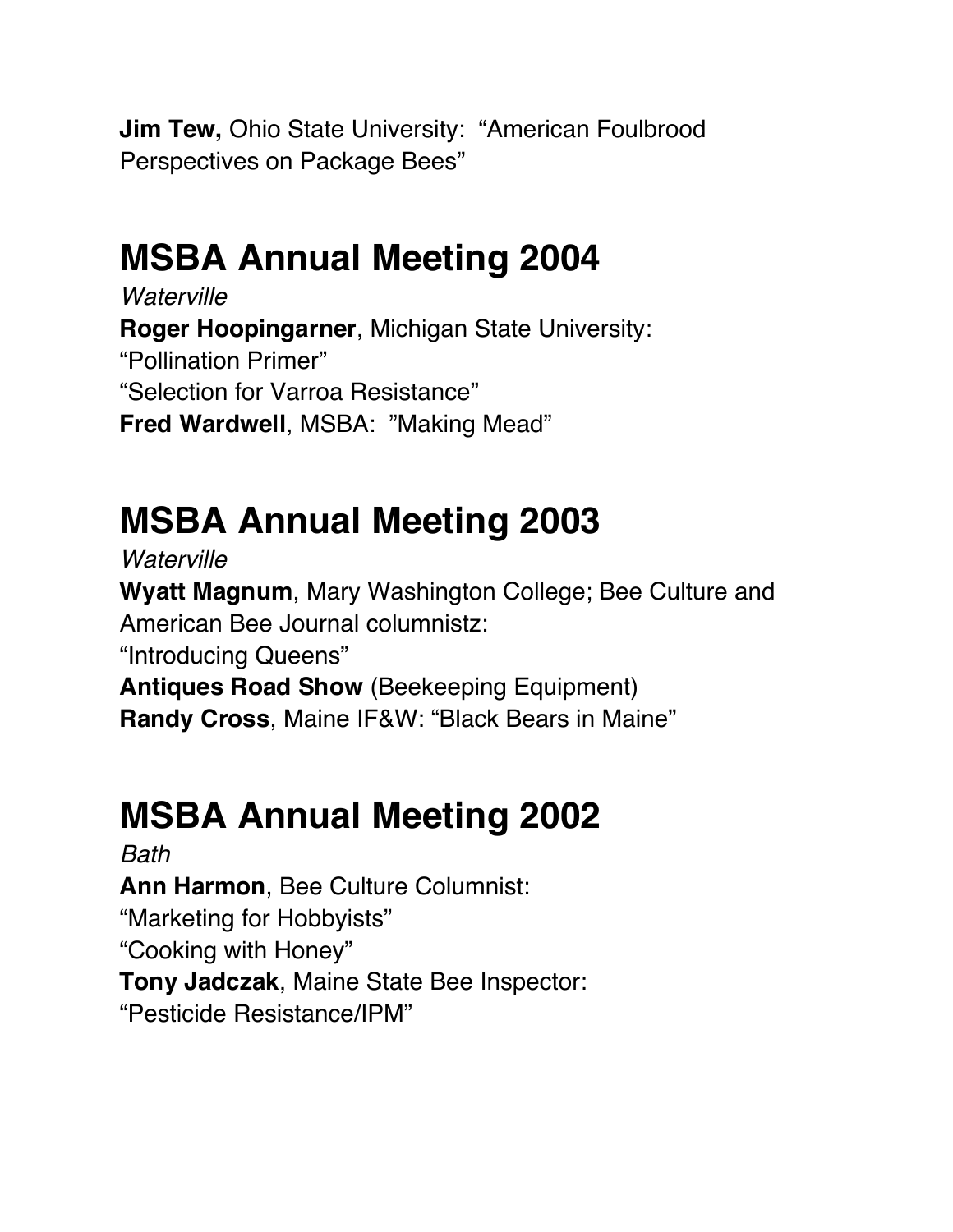**Jim Tew,** Ohio State University:  "American Foulbrood Perspectives on Package Bees"

# MSBA Annual Meeting 2004

*Waterville*

**Roger Hoopingarner**, Michigan State University:
"Pollination Primer"
"Selection for Varroa Resistance"
**Fred Wardwell**, MSBA:  "Making Mead"

# MSBA Annual Meeting 2003

*Waterville*

**Wyatt Magnum**, Mary Washington College; Bee Culture and American Bee Journal columnistz:
"Introducing Queens"
**Antiques Road Show** (Beekeeping Equipment)
**Randy Cross**, Maine IF&W: "Black Bears in Maine"

# MSBA Annual Meeting 2002

*Bath*

**Ann Harmon**, Bee Culture Columnist:
"Marketing for Hobbyists"
"Cooking with Honey"
**Tony Jadczak**, Maine State Bee Inspector:
"Pesticide Resistance/IPM"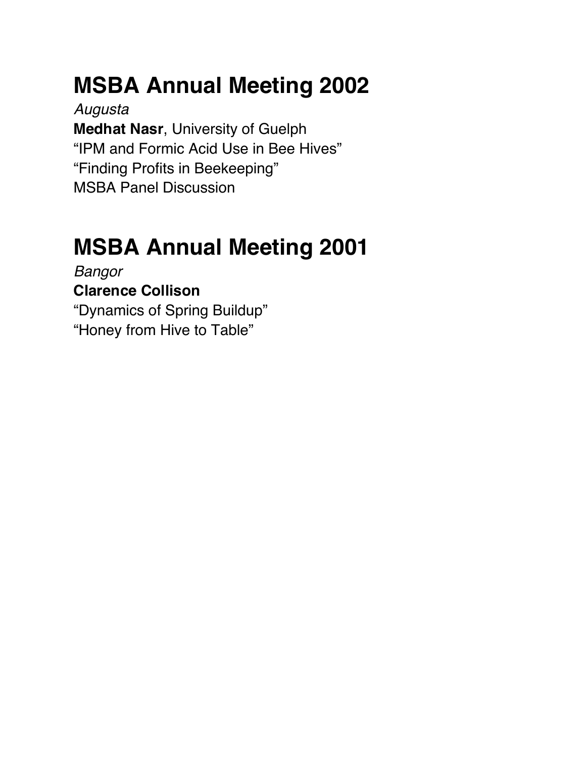## MSBA Annual Meeting 2002

*Augusta*
**Medhat Nasr**, University of Guelph
“IPM and Formic Acid Use in Bee Hives”
“Finding Profits in Beekeeping”
MSBA Panel Discussion

## MSBA Annual Meeting 2001

*Bangor*
**Clarence Collison**
“Dynamics of Spring Buildup”
“Honey from Hive to Table”